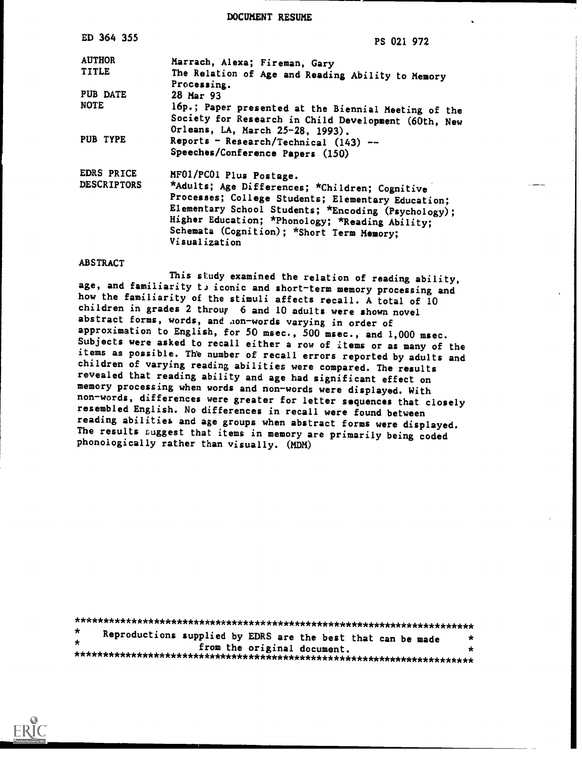# DOCUMENT RESUME

| | |
|---|---|
| ED 364 355 | PS 021 972 |
| AUTHOR | Marrach, Alexa; Fireman, Gary |
| TITLE | The Relation of Age and Reading Ability to Memory Processing. |
| PUB DATE | 28 Mar 93 |
| NOTE | 16p.; Paper presented at the Biennial Meeting of the Society for Research in Child Development (60th, New Orleans, LA, March 25-28, 1993). |
| PUB TYPE | Reports - Research/Technical (143) -- Speeches/Conference Papers (150) |
| EDRS PRICE | MF01/PC01 Plus Postage. |
| DESCRIPTORS | *Adults; Age Differences; *Children; Cognitive Processes; College Students; Elementary Education; Elementary School Students; *Encoding (Psychology); Higher Education; *Phonology; *Reading Ability; Schemata (Cognition); *Short Term Memory; Visualization |

## ABSTRACT

This study examined the relation of reading ability, age, and familiarity to iconic and short-term memory processing and how the familiarity of the stimuli affects recall. A total of 10 children in grades 2 through 6 and 10 adults were shown novel abstract forms, words, and non-words varying in order of approximation to English, for 50 msec., 500 msec., and 1,000 msec. Subjects were asked to recall either a row of items or as many of the items as possible. The number of recall errors reported by adults and children of varying reading abilities were compared. The results revealed that reading ability and age had significant effect on memory processing when words and non-words were displayed. With non-words, differences were greater for letter sequences that closely resembled English. No differences in recall were found between reading abilities and age groups when abstract forms were displayed. The results suggest that items in memory are primarily being coded phonologically rather than visually. (MDM)

***********************************************************************
\* Reproductions supplied by EDRS are the best that can be made \*
\* from the original document. \*
***********************************************************************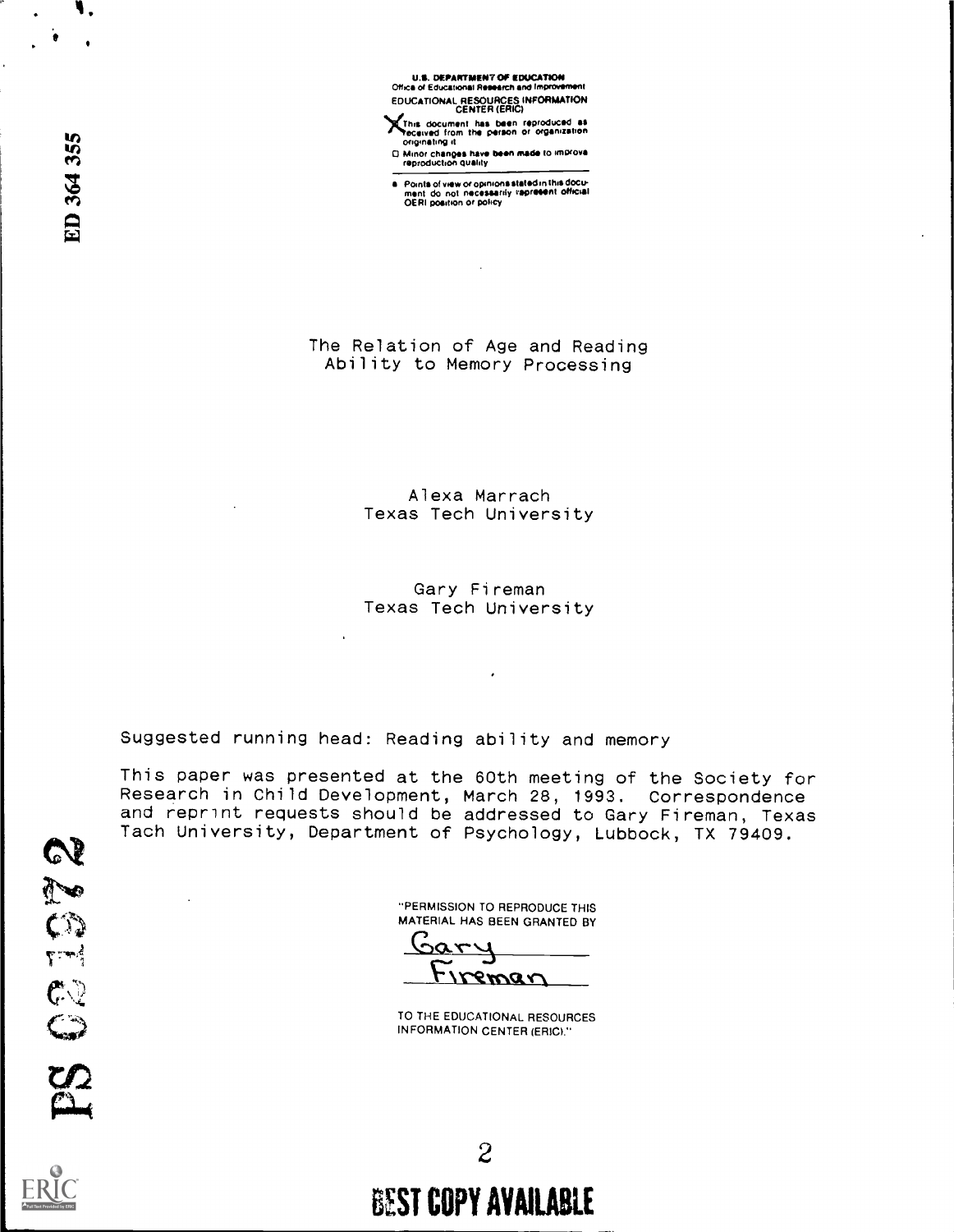U.S. DEPARTMENT OF EDUCATION
Office of Educational Research and Improvement
EDUCATIONAL RESOURCES INFORMATION CENTER (ERIC)

- This document has been reproduced as received from the person or organization originating it
- Minor changes have been made to improve reproduction quality
- Points of view or opinions stated in this document do not necessarily represent official OERI position or policy

ED 364 355

# The Relation of Age and Reading Ability to Memory Processing

Alexa Marrach
Texas Tech University

Gary Fireman
Texas Tech University

Suggested running head: Reading ability and memory

This paper was presented at the 60th meeting of the Society for Research in Child Development, March 28, 1993. Correspondence and reprint requests should be addressed to Gary Fireman, Texas Tach University, Department of Psychology, Lubbock, TX 79409.

"PERMISSION TO REPRODUCE THIS MATERIAL HAS BEEN GRANTED BY
Gary Fireman
TO THE EDUCATIONAL RESOURCES INFORMATION CENTER (ERIC)."

PS 021972

BEST COPY AVAILABLE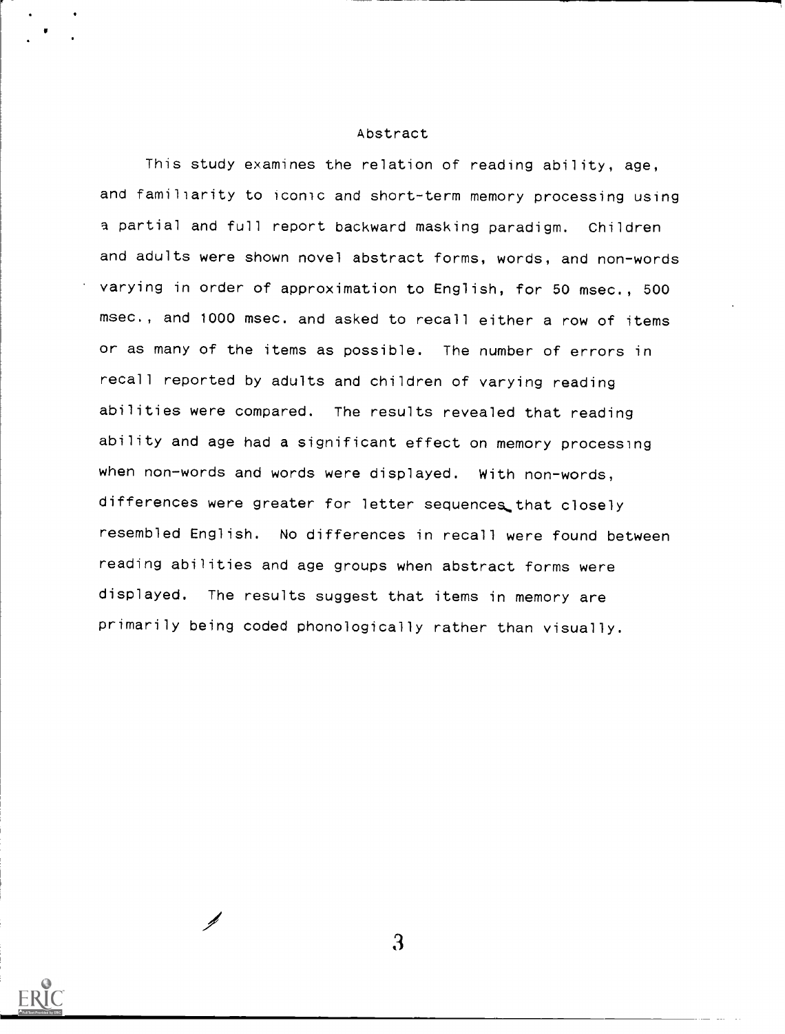# Abstract

This study examines the relation of reading ability, age, and familiarity to iconic and short-term memory processing using a partial and full report backward masking paradigm. Children and adults were shown novel abstract forms, words, and non-words varying in order of approximation to English, for 50 msec., 500 msec., and 1000 msec. and asked to recall either a row of items or as many of the items as possible. The number of errors in recall reported by adults and children of varying reading abilities were compared. The results revealed that reading ability and age had a significant effect on memory processing when non-words and words were displayed. With non-words, differences were greater for letter sequences that closely resembled English. No differences in recall were found between reading abilities and age groups when abstract forms were displayed. The results suggest that items in memory are primarily being coded phonologically rather than visually.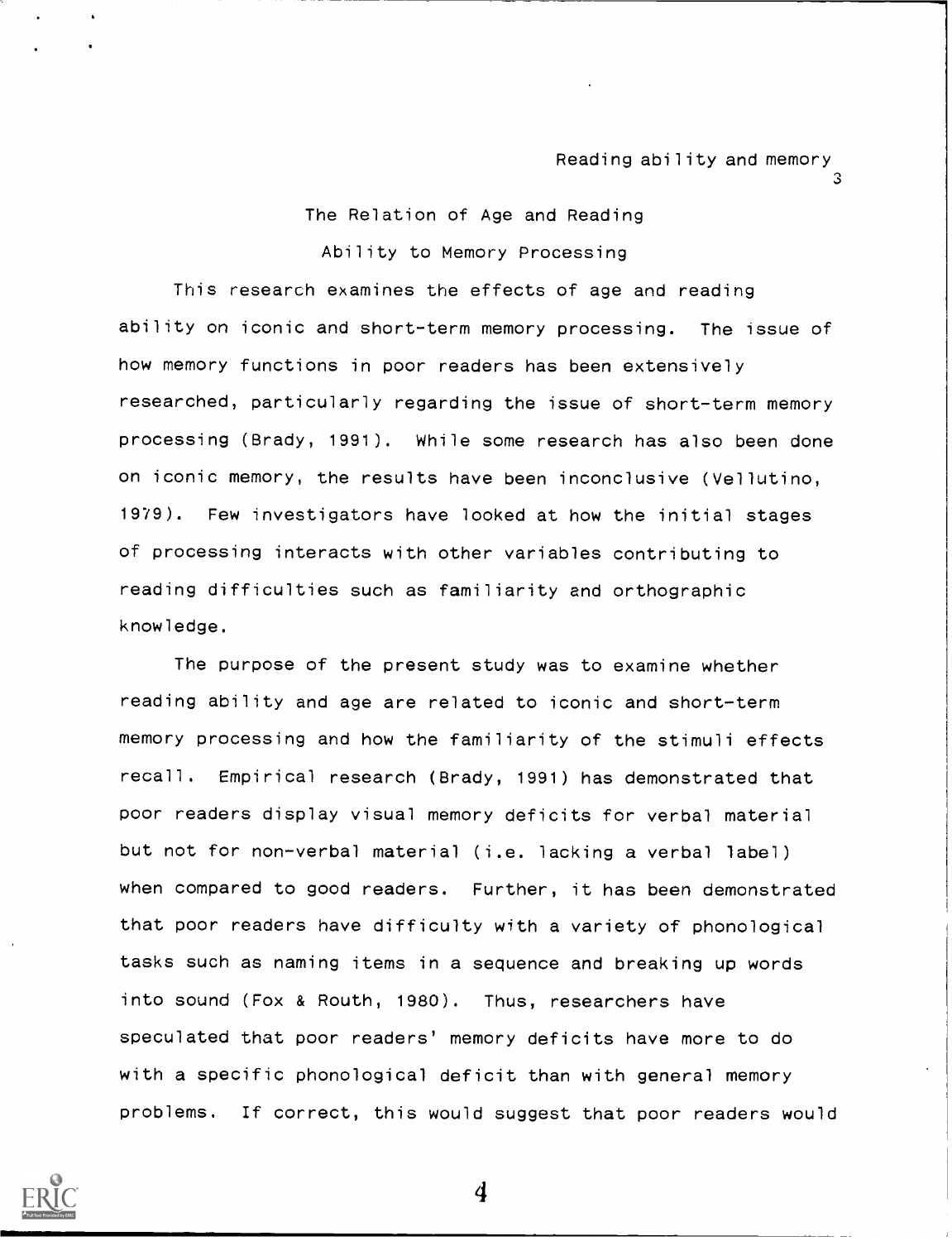## The Relation of Age and Reading Ability to Memory Processing

This research examines the effects of age and reading ability on iconic and short-term memory processing. The issue of how memory functions in poor readers has been extensively researched, particularly regarding the issue of short-term memory processing (Brady, 1991). While some research has also been done on iconic memory, the results have been inconclusive (Vellutino, 1979). Few investigators have looked at how the initial stages of processing interacts with other variables contributing to reading difficulties such as familiarity and orthographic knowledge.

The purpose of the present study was to examine whether reading ability and age are related to iconic and short-term memory processing and how the familiarity of the stimuli effects recall. Empirical research (Brady, 1991) has demonstrated that poor readers display visual memory deficits for verbal material but not for non-verbal material (i.e. lacking a verbal label) when compared to good readers. Further, it has been demonstrated that poor readers have difficulty with a variety of phonological tasks such as naming items in a sequence and breaking up words into sound (Fox & Routh, 1980). Thus, researchers have speculated that poor readers' memory deficits have more to do with a specific phonological deficit than with general memory problems. If correct, this would suggest that poor readers would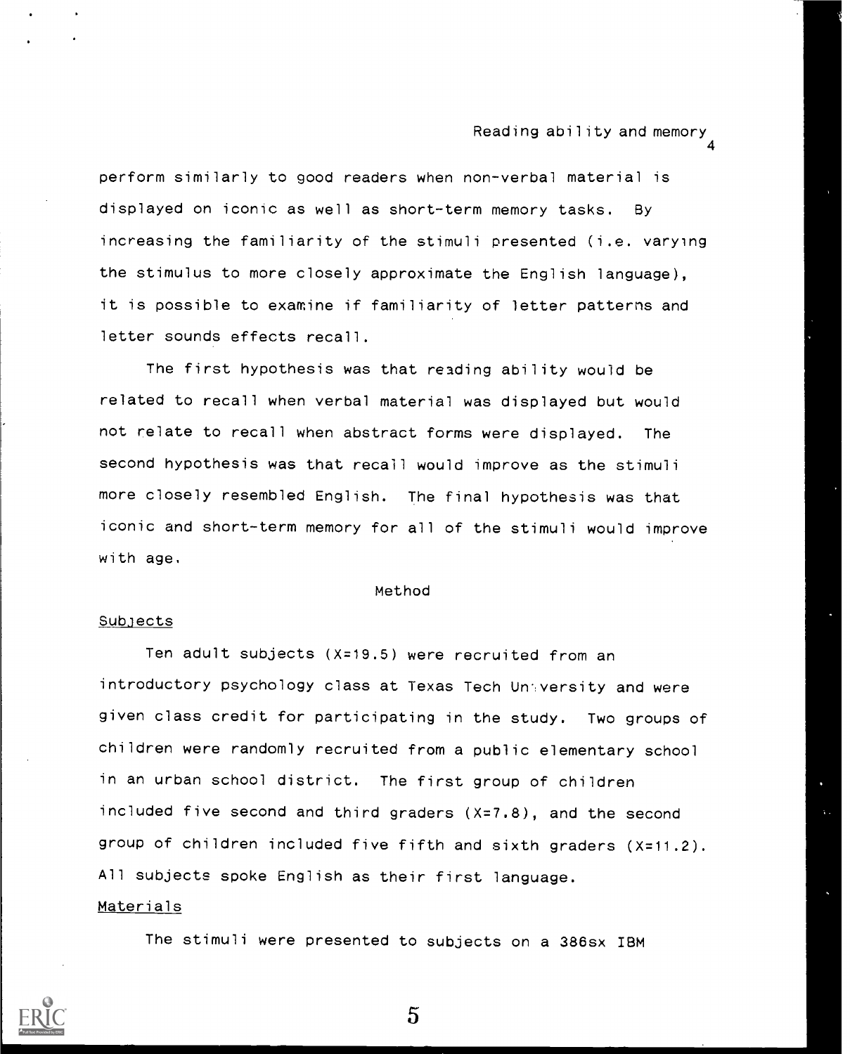perform similarly to good readers when non-verbal material is displayed on iconic as well as short-term memory tasks. By increasing the familiarity of the stimuli presented (i.e. varying the stimulus to more closely approximate the English language), it is possible to examine if familiarity of letter patterns and letter sounds effects recall.

The first hypothesis was that reading ability would be related to recall when verbal material was displayed but would not relate to recall when abstract forms were displayed. The second hypothesis was that recall would improve as the stimuli more closely resembled English. The final hypothesis was that iconic and short-term memory for all of the stimuli would improve with age.

## Method

### Subjects

Ten adult subjects (X=19.5) were recruited from an introductory psychology class at Texas Tech University and were given class credit for participating in the study. Two groups of children were randomly recruited from a public elementary school in an urban school district. The first group of children included five second and third graders (X=7.8), and the second group of children included five fifth and sixth graders (X=11.2). All subjects spoke English as their first language.

### Materials

The stimuli were presented to subjects on a 386sx IBM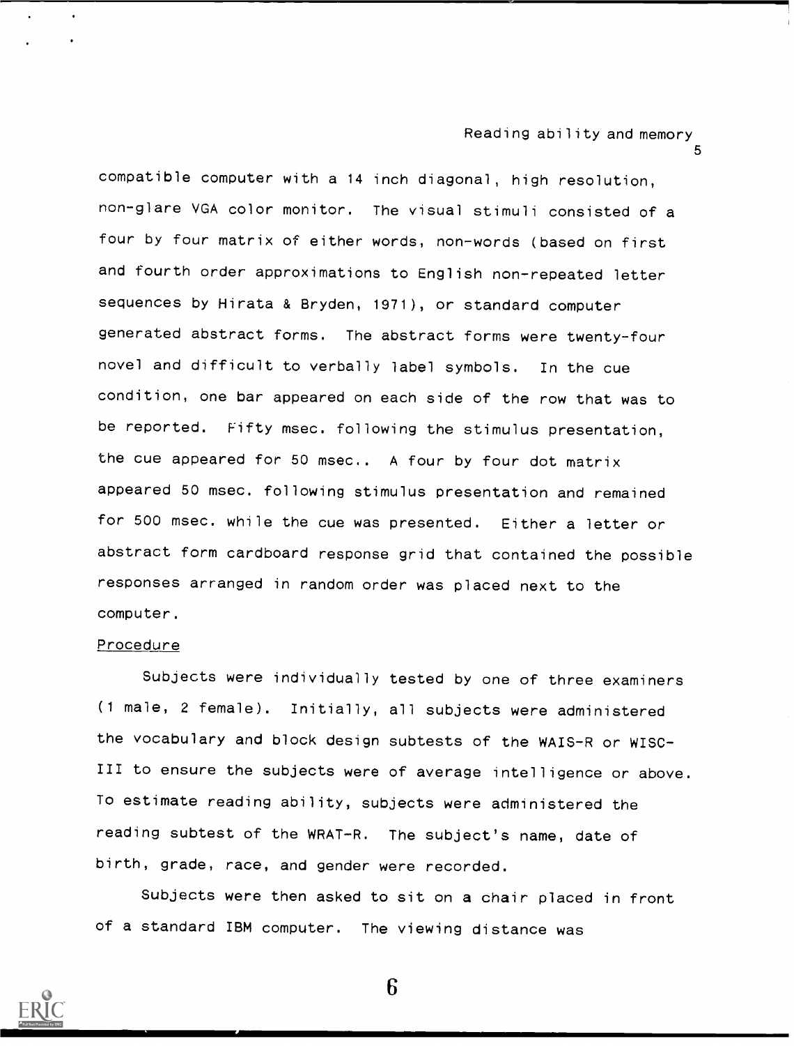compatible computer with a 14 inch diagonal, high resolution, non-glare VGA color monitor. The visual stimuli consisted of a four by four matrix of either words, non-words (based on first and fourth order approximations to English non-repeated letter sequences by Hirata & Bryden, 1971), or standard computer generated abstract forms. The abstract forms were twenty-four novel and difficult to verbally label symbols. In the cue condition, one bar appeared on each side of the row that was to be reported. Fifty msec. following the stimulus presentation, the cue appeared for 50 msec.. A four by four dot matrix appeared 50 msec. following stimulus presentation and remained for 500 msec. while the cue was presented. Either a letter or abstract form cardboard response grid that contained the possible responses arranged in random order was placed next to the computer.

Procedure

Subjects were individually tested by one of three examiners (1 male, 2 female). Initially, all subjects were administered the vocabulary and block design subtests of the WAIS-R or WISC-III to ensure the subjects were of average intelligence or above. To estimate reading ability, subjects were administered the reading subtest of the WRAT-R. The subject's name, date of birth, grade, race, and gender were recorded.

Subjects were then asked to sit on a chair placed in front of a standard IBM computer. The viewing distance was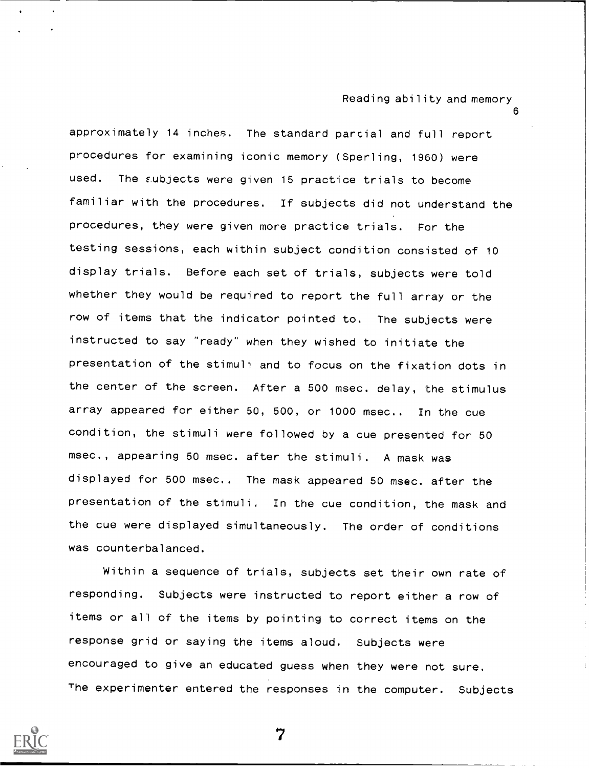approximately 14 inches. The standard partial and full report procedures for examining iconic memory (Sperling, 1960) were used. The subjects were given 15 practice trials to become familiar with the procedures. If subjects did not understand the procedures, they were given more practice trials. For the testing sessions, each within subject condition consisted of 10 display trials. Before each set of trials, subjects were told whether they would be required to report the full array or the row of items that the indicator pointed to. The subjects were instructed to say "ready" when they wished to initiate the presentation of the stimuli and to focus on the fixation dots in the center of the screen. After a 500 msec. delay, the stimulus array appeared for either 50, 500, or 1000 msec.. In the cue condition, the stimuli were followed by a cue presented for 50 msec., appearing 50 msec. after the stimuli. A mask was displayed for 500 msec.. The mask appeared 50 msec. after the presentation of the stimuli. In the cue condition, the mask and the cue were displayed simultaneously. The order of conditions was counterbalanced.

Within a sequence of trials, subjects set their own rate of responding. Subjects were instructed to report either a row of items or all of the items by pointing to correct items on the response grid or saying the items aloud. Subjects were encouraged to give an educated guess when they were not sure. The experimenter entered the responses in the computer. Subjects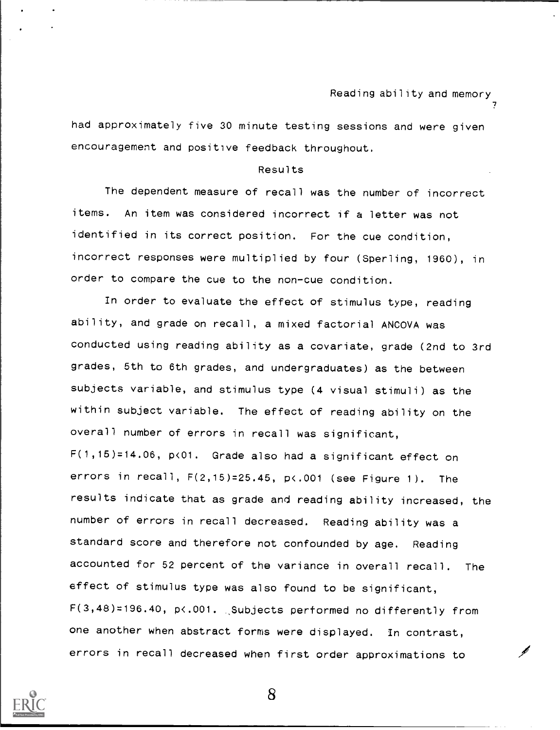had approximately five 30 minute testing sessions and were given encouragement and positive feedback throughout.

## Results

The dependent measure of recall was the number of incorrect items. An item was considered incorrect if a letter was not identified in its correct position. For the cue condition, incorrect responses were multiplied by four (Sperling, 1960), in order to compare the cue to the non-cue condition.

In order to evaluate the effect of stimulus type, reading ability, and grade on recall, a mixed factorial ANCOVA was conducted using reading ability as a covariate, grade (2nd to 3rd grades, 5th to 6th grades, and undergraduates) as the between subjects variable, and stimulus type (4 visual stimuli) as the within subject variable. The effect of reading ability on the overall number of errors in recall was significant, $F(1,15)=14.06$, $p<01$. Grade also had a significant effect on errors in recall, $F(2,15)=25.45$, $p<.001$ (see Figure 1). The results indicate that as grade and reading ability increased, the number of errors in recall decreased. Reading ability was a standard score and therefore not confounded by age. Reading accounted for 52 percent of the variance in overall recall. The effect of stimulus type was also found to be significant, $F(3,48)=196.40$, $p<.001$. Subjects performed no differently from one another when abstract forms were displayed. In contrast, errors in recall decreased when first order approximations to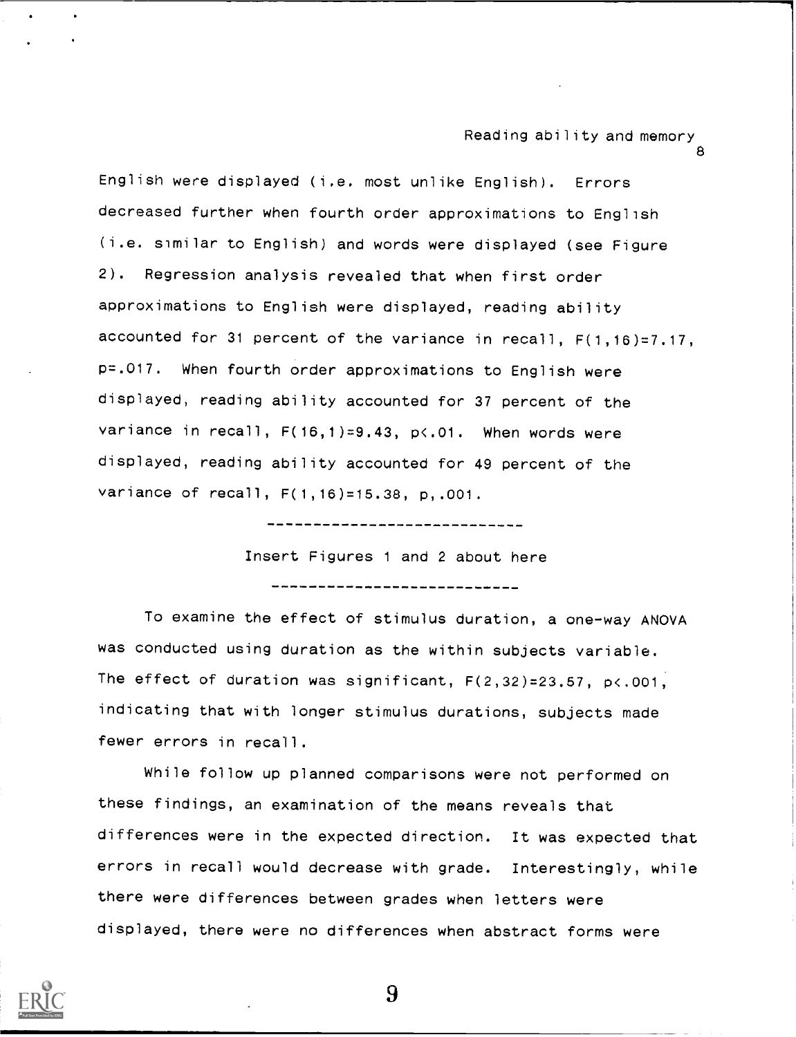English were displayed (i.e. most unlike English). Errors decreased further when fourth order approximations to English (i.e. similar to English) and words were displayed (see Figure 2). Regression analysis revealed that when first order approximations to English were displayed, reading ability accounted for 31 percent of the variance in recall, $F(1,16)=7.17$, $p=.017$. When fourth order approximations to English were displayed, reading ability accounted for 37 percent of the variance in recall, $F(16,1)=9.43$, $p<.01$. When words were displayed, reading ability accounted for 49 percent of the variance of recall, $F(1,16)=15.38$, $p,.001$.

---

Insert Figures 1 and 2 about here

---

To examine the effect of stimulus duration, a one-way ANOVA was conducted using duration as the within subjects variable. The effect of duration was significant, $F(2,32)=23.57$, $p<.001$, indicating that with longer stimulus durations, subjects made fewer errors in recall.

While follow up planned comparisons were not performed on these findings, an examination of the means reveals that differences were in the expected direction. It was expected that errors in recall would decrease with grade. Interestingly, while there were differences between grades when letters were displayed, there were no differences when abstract forms were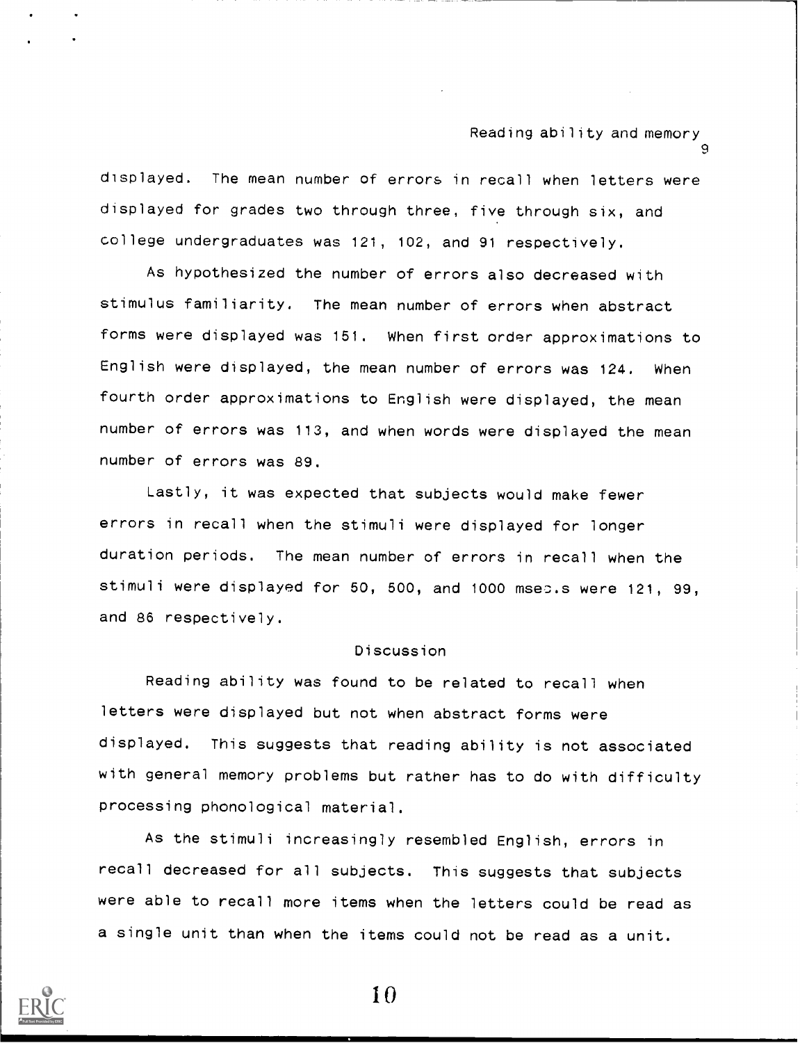displayed. The mean number of errors in recall when letters were displayed for grades two through three, five through six, and college undergraduates was 121, 102, and 91 respectively.

As hypothesized the number of errors also decreased with stimulus familiarity. The mean number of errors when abstract forms were displayed was 151. When first order approximations to English were displayed, the mean number of errors was 124. When fourth order approximations to English were displayed, the mean number of errors was 113, and when words were displayed the mean number of errors was 89.

Lastly, it was expected that subjects would make fewer errors in recall when the stimuli were displayed for longer duration periods. The mean number of errors in recall when the stimuli were displayed for 50, 500, and 1000 msecs were 121, 99, and 86 respectively.

## Discussion

Reading ability was found to be related to recall when letters were displayed but not when abstract forms were displayed. This suggests that reading ability is not associated with general memory problems but rather has to do with difficulty processing phonological material.

As the stimuli increasingly resembled English, errors in recall decreased for all subjects. This suggests that subjects were able to recall more items when the letters could be read as a single unit than when the items could not be read as a unit.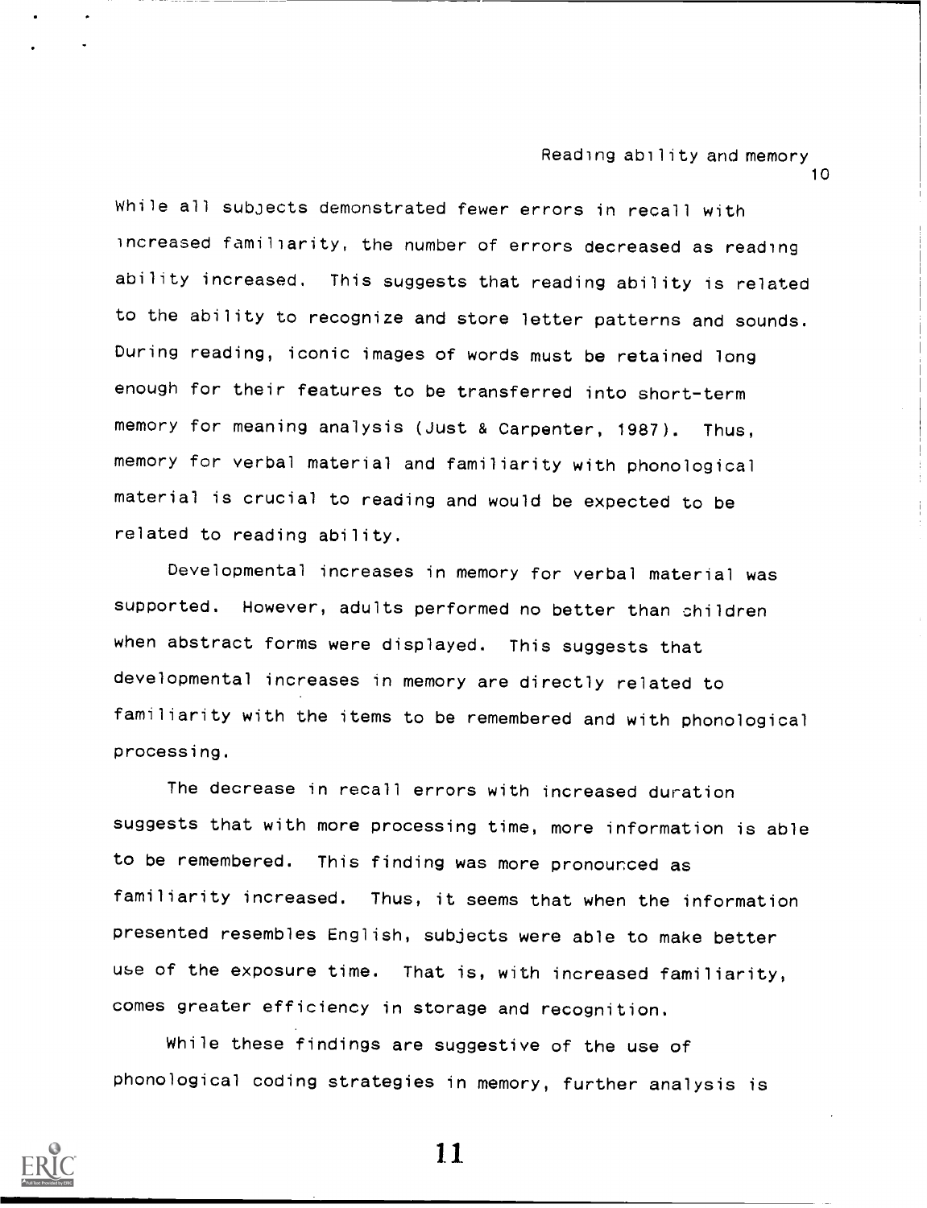While all subjects demonstrated fewer errors in recall with increased familiarity, the number of errors decreased as reading ability increased. This suggests that reading ability is related to the ability to recognize and store letter patterns and sounds. During reading, iconic images of words must be retained long enough for their features to be transferred into short-term memory for meaning analysis (Just & Carpenter, 1987). Thus, memory for verbal material and familiarity with phonological material is crucial to reading and would be expected to be related to reading ability.

Developmental increases in memory for verbal material was supported. However, adults performed no better than children when abstract forms were displayed. This suggests that developmental increases in memory are directly related to familiarity with the items to be remembered and with phonological processing.

The decrease in recall errors with increased duration suggests that with more processing time, more information is able to be remembered. This finding was more pronounced as familiarity increased. Thus, it seems that when the information presented resembles English, subjects were able to make better use of the exposure time. That is, with increased familiarity, comes greater efficiency in storage and recognition.

While these findings are suggestive of the use of phonological coding strategies in memory, further analysis is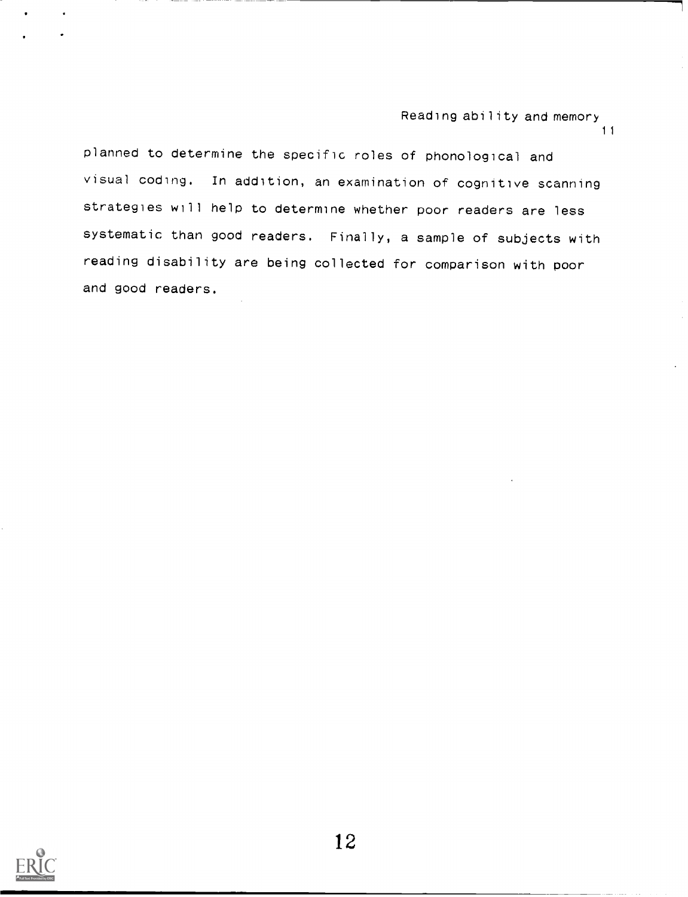planned to determine the specific roles of phonological and visual coding. In addition, an examination of cognitive scanning strategies will help to determine whether poor readers are less systematic than good readers. Finally, a sample of subjects with reading disability are being collected for comparison with poor and good readers.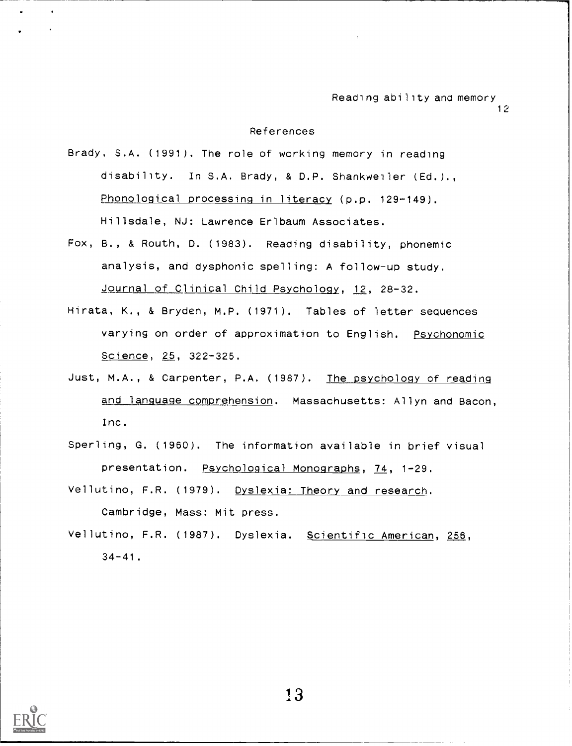## References

Brady, S.A. (1991). The role of working memory in reading disability. In S.A. Brady, & D.P. Shankweiler (Ed.), *Phonological processing in literacy* (p.p. 129-149). Hillsdale, NJ: Lawrence Erlbaum Associates.

Fox, B., & Routh, D. (1983). Reading disability, phonemic analysis, and dysphonic spelling: A follow-up study. *Journal of Clinical Child Psychology*, *12*, 28-32.

Hirata, K., & Bryden, M.P. (1971). Tables of letter sequences varying on order of approximation to English. *Psychonomic Science*, *25*, 322-325.

Just, M.A., & Carpenter, P.A. (1987). *The psychology of reading and language comprehension*. Massachusetts: Allyn and Bacon, Inc.

Sperling, G. (1960). The information available in brief visual presentation. *Psychological Monographs*, *74*, 1-29.

Vellutino, F.R. (1979). *Dyslexia: Theory and research*. Cambridge, Mass: Mit press.

Vellutino, F.R. (1987). Dyslexia. *Scientific American*, *256*, 34-41.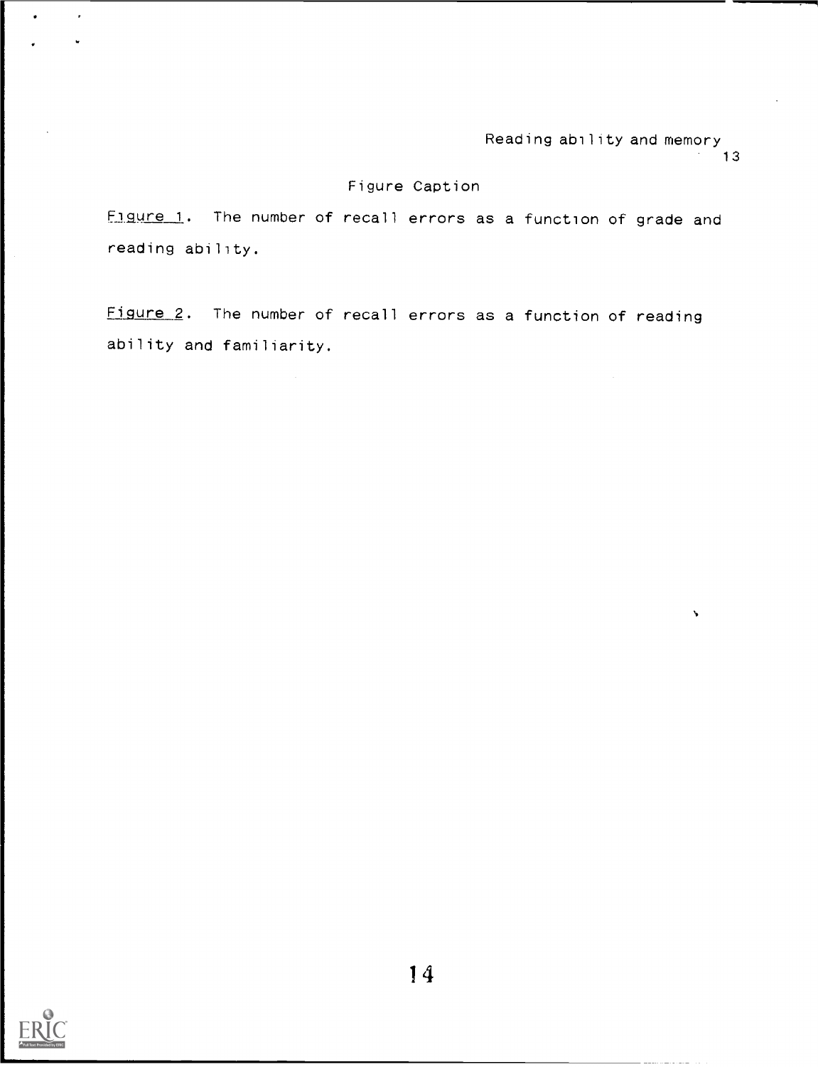## Figure Caption

*Figure 1*. The number of recall errors as a function of grade and reading ability.

*Figure 2*. The number of recall errors as a function of reading ability and familiarity.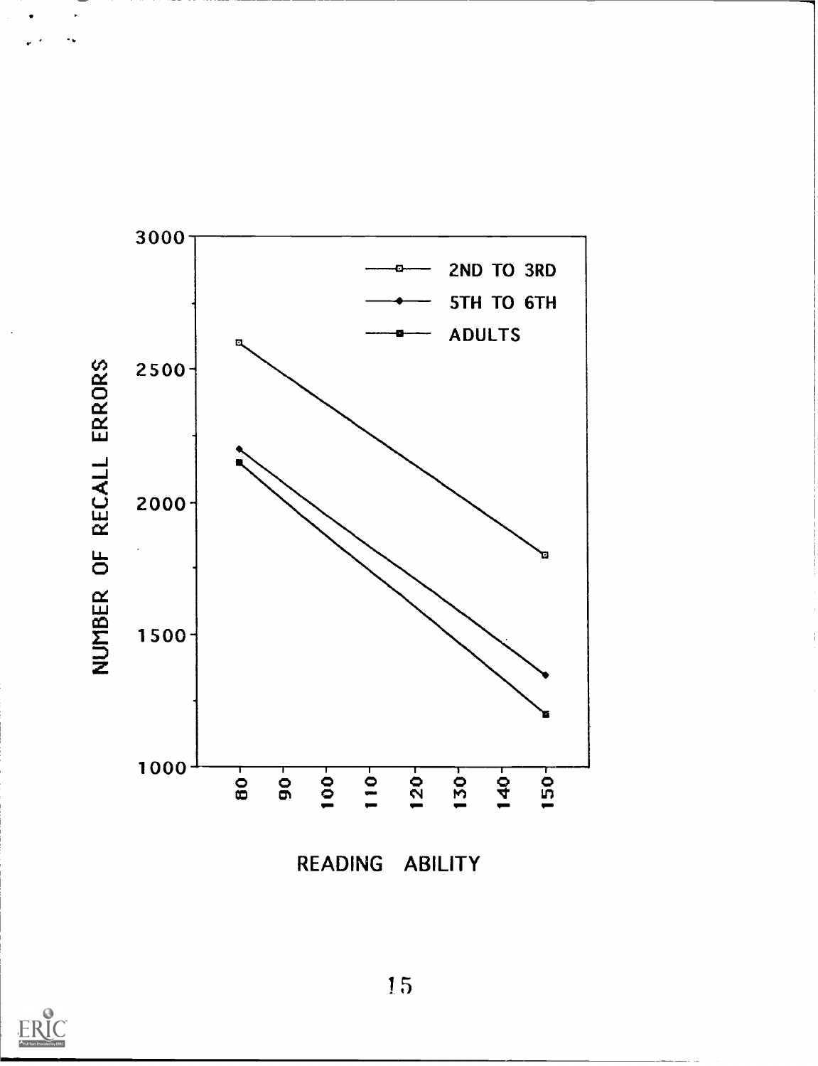NUMBER OF RECALL ERRORS

3000

2500

2000

1500

1000

- 2ND TO 3RD
- 5TH TO 6TH
- ADULTS

80 90 100 110 120 130 140 150

READING ABILITY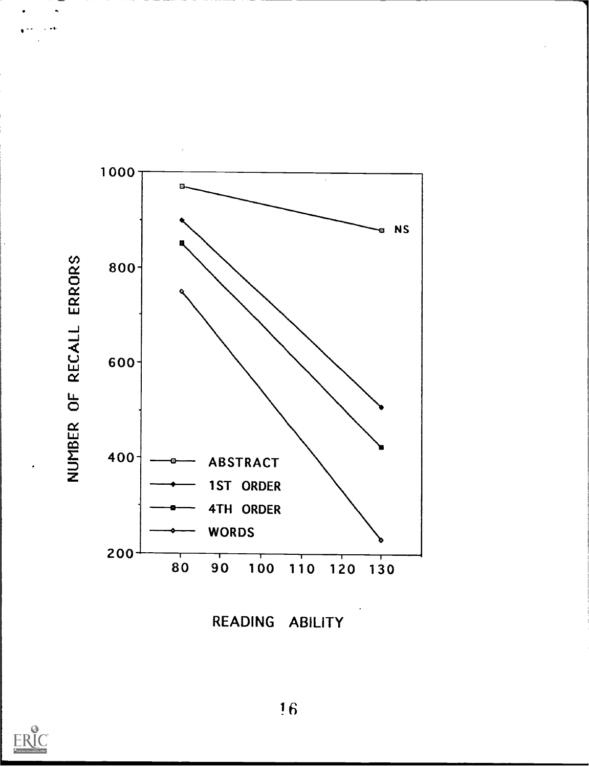1000

800

600

400

200

NUMBER OF RECALL ERRORS

80 90 100 110 120 130

READING ABILITY

NS

ABSTRACT

1ST ORDER

4TH ORDER

WORDS